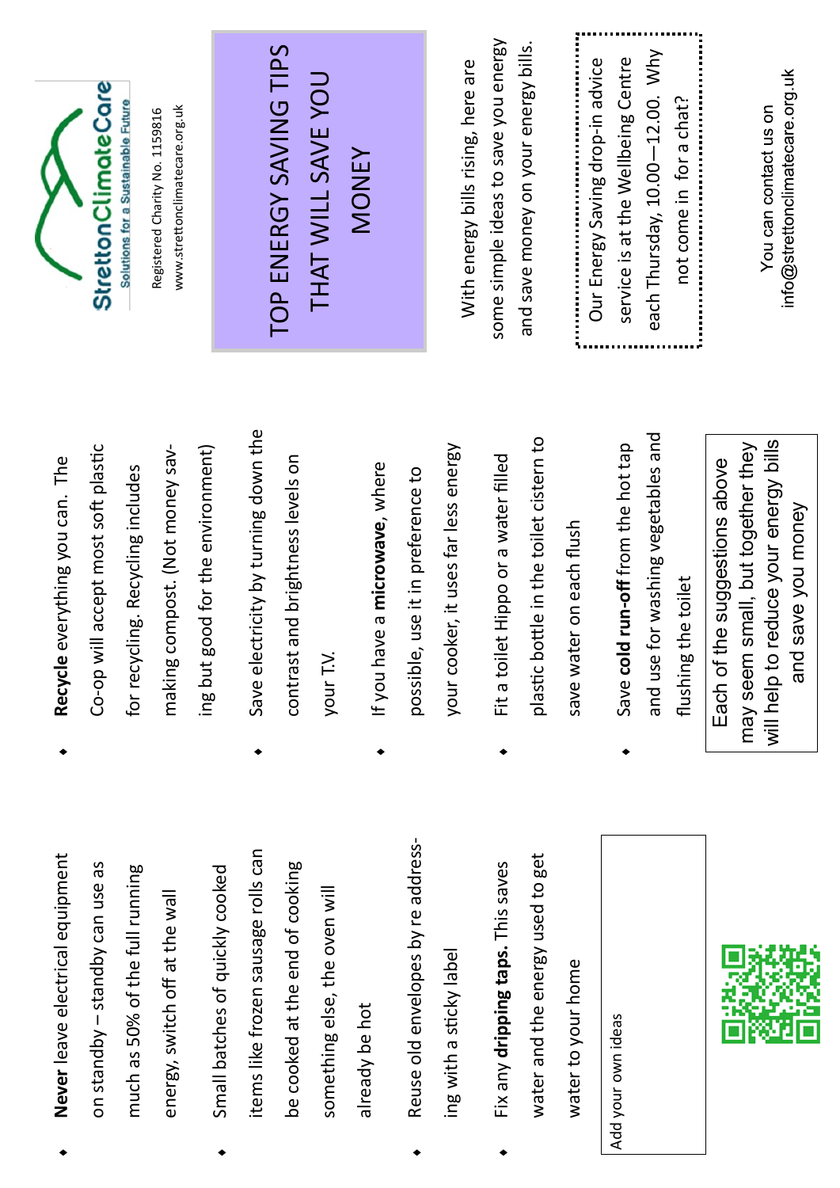StrettonClimateCare

Solutions for a Sustainable Future

Registered Charity No. 1159816

www.strettonclimatecare.org.uk

# TOP ENERGY SAVING TIPS THAT WILL SAVE YOU MONEY

With energy bills rising, here are some simple ideas to save you energy and save money on your energy bills.

Our Energy Saving drop-in advice service is at the Wellbeing Centre each Thursday, 10.00—12.00. Why not come in for a chat?

You can contact us on info@strettonclimatecare.org.uk

- **Never** leave electrical equipment on standby – standby can use as much as 50% of the full running energy, switch off at the wall
- Small batches of quickly cooked items like frozen sausage rolls can be cooked at the end of cooking something else, the oven will already be hot
- Reuse old envelopes by re addressing with a sticky label
- Fix any **dripping taps.** This saves water and the energy used to get water to your home

Add your own ideas

- **Recycle** everything you can. The Co-op will accept most soft plastic for recycling. Recycling includes making compost. (Not money saving but good for the environment)
- Save electricity by turning down the contrast and brightness levels on your TV.
- If you have a **microwave**, where possible, use it in preference to your cooker, it uses far less energy
- Fit a toilet Hippo or a water filled plastic bottle in the toilet cistern to save water on each flush
- Save **cold run-off** from the hot tap and use for washing vegetables and flushing the toilet

Each of the suggestions above may seem small, but together they will help to reduce your energy bills and save you money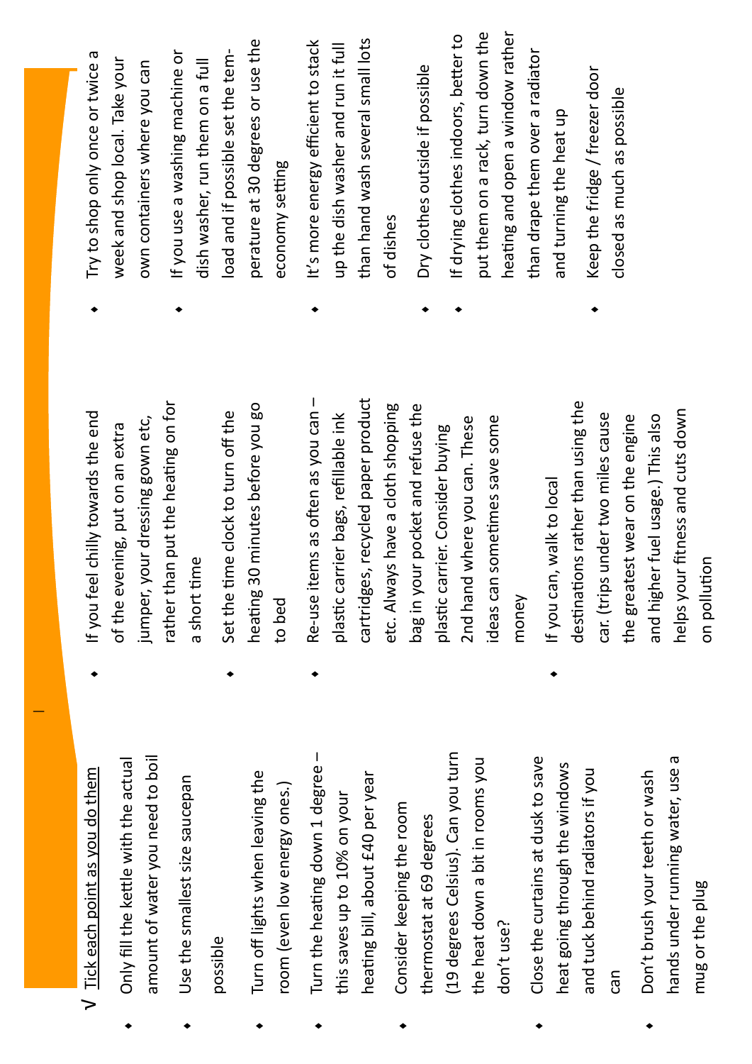√ Tick each point as you do them

- Only fill the kettle with the actual amount of water you need to boil
- Use the smallest size saucepan possible
- Turn off lights when leaving the room (even low energy ones.)
- Turn the heating down 1 degree – this saves up to 10% on your heating bill, about £40 per year
- Consider keeping the room thermostat at 69 degrees (19 degrees Celsius). Can you turn the heat down a bit in rooms you don't use?
- Close the curtains at dusk to save heat going through the windows and tuck behind radiators if you can
- Don't brush your teeth or wash hands under running water, use a mug or the plug

- If you feel chilly towards the end of the evening, put on an extra jumper, your dressing gown etc, rather than put the heating on for a short time
- Set the time clock to turn off the heating 30 minutes before you go to bed
- Re-use items as often as you can – plastic carrier bags, refillable ink cartridges, recycled paper product etc. Always have a cloth shopping bag in your pocket and refuse the plastic carrier. Consider buying 2nd hand where you can. These ideas can sometimes save some money
- If you can, walk to local destinations rather than using the car. (trips under two miles cause the greatest wear on the engine and higher fuel usage.) This also helps your fitness and cuts down on pollution

- Try to shop only once or twice a week and shop local. Take your own containers where you can
- If you use a washing machine or dish washer, run them on a full load and if possible set the temperature at 30 degrees or use the economy setting
- It's more energy efficient to stack up the dish washer and run it full than hand wash several small lots of dishes
- Dry clothes outside if possible
- If drying clothes indoors, better to put them on a rack, turn down the heating and open a window rather than drape them over a radiator and turning the heat up
- Keep the fridge / freezer door closed as much as possible